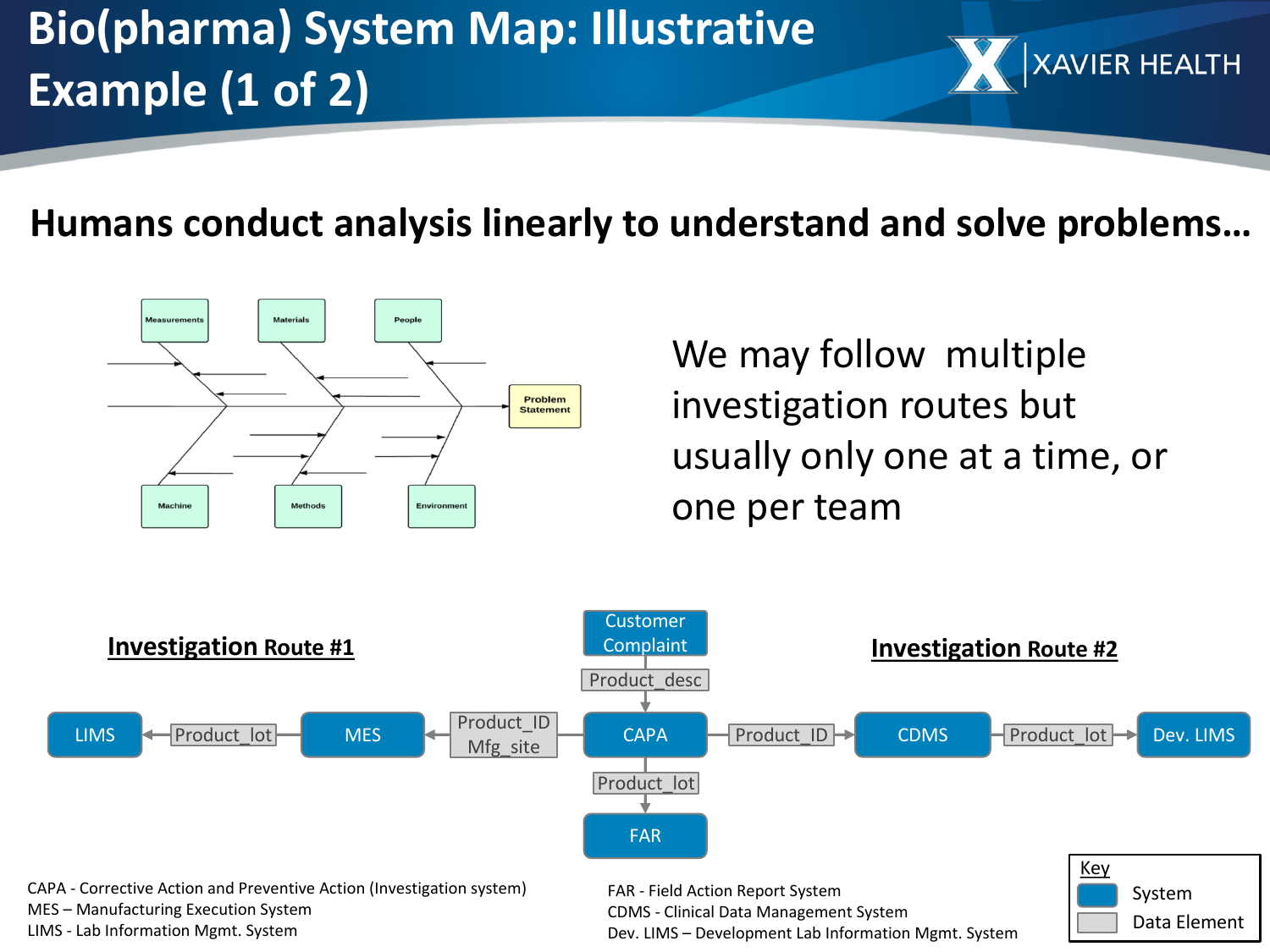# Bio(pharma) System Map: Illustrative Example (1 of 2)

XAVIER HEALTH

## Humans conduct analysis linearly to understand and solve problems…

Measurements | Materials | People | Machine | Methods | Environment | Problem Statement

We may follow multiple investigation routes but usually only one at a time, or one per team

**Investigation Route #1**

**Investigation Route #2**

Customer Complaint → Product_desc → CAPA

CAPA → Product_ID, Mfg_site → MES → Product_lot → LIMS

CAPA → Product_ID → CDMS → Product_lot → Dev. LIMS

CAPA → Product_lot → FAR

CAPA - Corrective Action and Preventive Action (Investigation system)
MES – Manufacturing Execution System
LIMS - Lab Information Mgmt. System

FAR - Field Action Report System
CDMS - Clinical Data Management System
Dev. LIMS – Development Lab Information Mgmt. System

Key
- System
- Data Element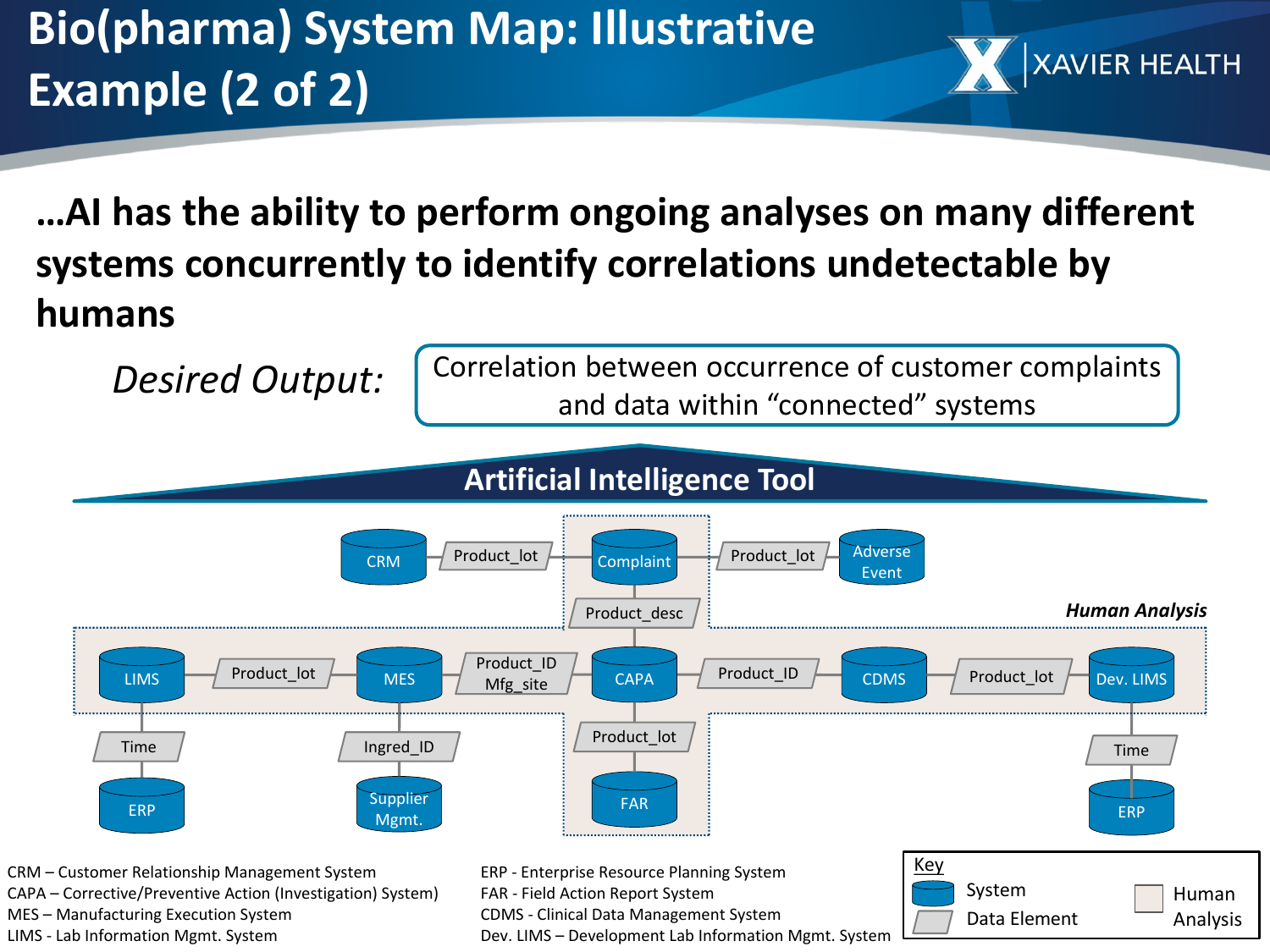# Bio(pharma) System Map: Illustrative Example (2 of 2)

XAVIER HEALTH

**…AI has the ability to perform ongoing analyses on many different systems concurrently to identify correlations undetectable by humans**

*Desired Output:* Correlation between occurrence of customer complaints and data within "connected" systems

Artificial Intelligence Tool

CRM — Product_lot — Complaint — Product_lot — Adverse Event

Complaint — Product_desc — CAPA

Human Analysis

LIMS — Product_lot — MES — Product_ID Mfg_site — CAPA — Product_ID — CDMS — Product_lot — Dev. LIMS

LIMS — Time — ERP

MES — Ingred_ID — Supplier Mgmt.

CAPA — Product_lot — FAR

Dev. LIMS — Time — ERP

CRM – Customer Relationship Management System
CAPA – Corrective/Preventive Action (Investigation) System)
MES – Manufacturing Execution System
LIMS - Lab Information Mgmt. System

ERP - Enterprise Resource Planning System
FAR - Field Action Report System
CDMS - Clinical Data Management System
Dev. LIMS – Development Lab Information Mgmt. System

Key
- System
- Data Element
- Human Analysis